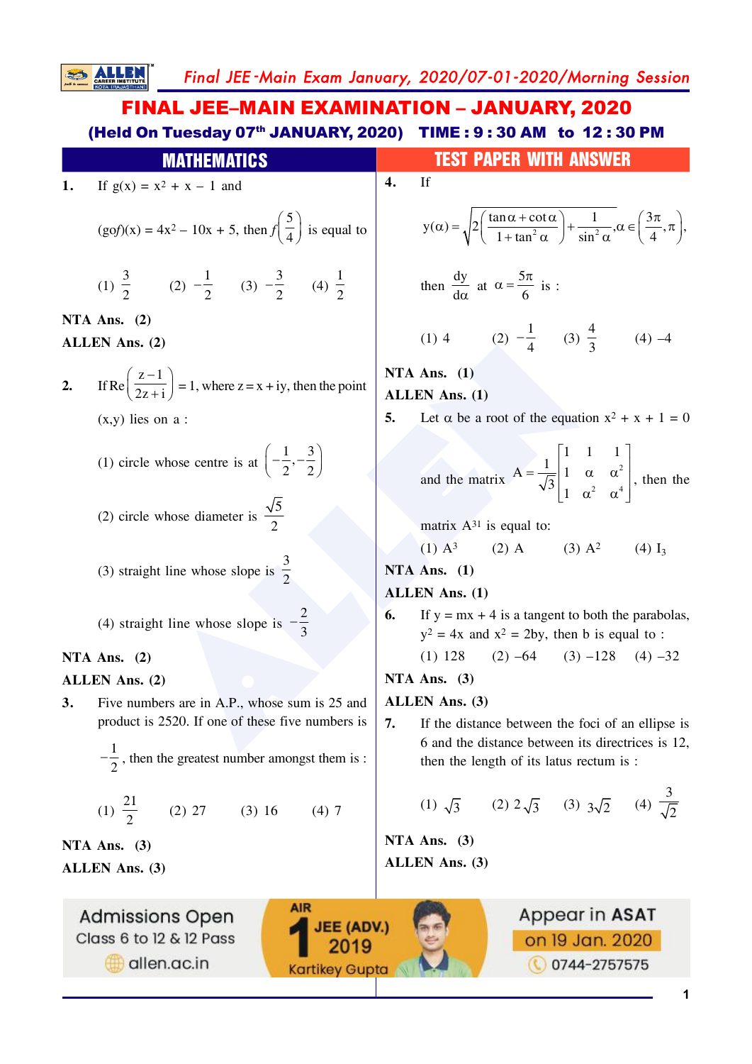# FINAL JEE–MAIN EXAMINATION – JANUARY, 2020

**(Held On Tuesday 07th JANUARY, 2020) TIME : 9 : 30 AM to 12 : 30 PM**

## MATHEMATICS — TEST PAPER WITH ANSWER

**1.** If $g(x) = x^2 + x - 1$ and $(gof)(x) = 4x^2 - 10x + 5$, then $f\left(\frac{5}{4}\right)$ is equal to

(1) $\frac{3}{2}$ (2) $-\frac{1}{2}$ (3) $-\frac{3}{2}$ (4) $\frac{1}{2}$

**NTA Ans. (2)**

**ALLEN Ans. (2)**

**2.** If $\text{Re}\left(\frac{z-1}{2z+i}\right) = 1$, where $z = x + iy$, then the point $(x,y)$ lies on a :

(1) circle whose centre is at $\left(-\frac{1}{2}, -\frac{3}{2}\right)$

(2) circle whose diameter is $\frac{\sqrt{5}}{2}$

(3) straight line whose slope is $\frac{3}{2}$

(4) straight line whose slope is $-\frac{2}{3}$

**NTA Ans. (2)**

**ALLEN Ans. (2)**

**3.** Five numbers are in A.P., whose sum is 25 and product is 2520. If one of these five numbers is $-\frac{1}{2}$, then the greatest number amongst them is :

(1) $\frac{21}{2}$ (2) 27 (3) 16 (4) 7

**NTA Ans. (3)**

**ALLEN Ans. (3)**

**4.** If

$$y(\alpha) = \sqrt{2\left(\frac{\tan\alpha + \cot\alpha}{1+\tan^2\alpha}\right) + \frac{1}{\sin^2\alpha}}, \alpha \in \left(\frac{3\pi}{4}, \pi\right),$$

then $\frac{dy}{d\alpha}$ at $\alpha = \frac{5\pi}{6}$ is :

(1) 4 (2) $-\frac{1}{4}$ (3) $\frac{4}{3}$ (4) $-4$

**NTA Ans. (1)**

**ALLEN Ans. (1)**

**5.** Let $\alpha$ be a root of the equation $x^2 + x + 1 = 0$ and the matrix $A = \frac{1}{\sqrt{3}}\begin{bmatrix} 1 & 1 & 1 \\ 1 & \alpha & \alpha^2 \\ 1 & \alpha^2 & \alpha^4 \end{bmatrix}$, then the matrix $A^{31}$ is equal to:

(1) $A^3$ (2) $A$ (3) $A^2$ (4) $I_3$

**NTA Ans. (1)**

**ALLEN Ans. (1)**

**6.** If $y = mx + 4$ is a tangent to both the parabolas, $y^2 = 4x$ and $x^2 = 2by$, then $b$ is equal to :

(1) 128 (2) $-64$ (3) $-128$ (4) $-32$

**NTA Ans. (3)**

**ALLEN Ans. (3)**

**7.** If the distance between the foci of an ellipse is 6 and the distance between its directrices is 12, then the length of its latus rectum is :

(1) $\sqrt{3}$ (2) $2\sqrt{3}$ (3) $3\sqrt{2}$ (4) $\frac{3}{\sqrt{2}}$

**NTA Ans. (3)**

**ALLEN Ans. (3)**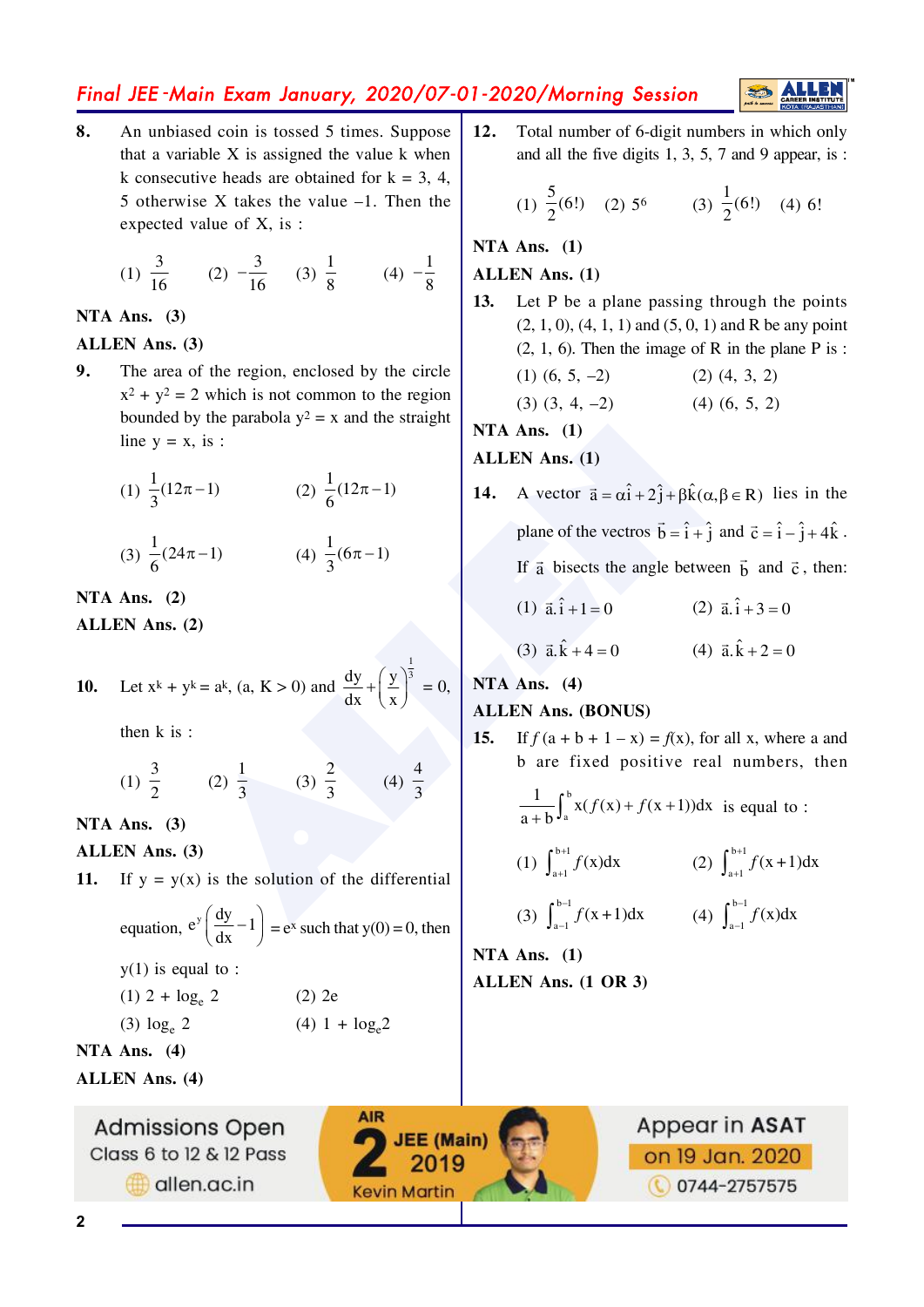**8.** An unbiased coin is tossed 5 times. Suppose that a variable X is assigned the value k when k consecutive heads are obtained for k = 3, 4, 5 otherwise X takes the value –1. Then the expected value of X, is :

(1) $\frac{3}{16}$ (2) $-\frac{3}{16}$ (3) $\frac{1}{8}$ (4) $-\frac{1}{8}$

**NTA Ans. (3)**

**ALLEN Ans. (3)**

**9.** The area of the region, enclosed by the circle $x^2 + y^2 = 2$ which is not common to the region bounded by the parabola $y^2 = x$ and the straight line y = x, is :

(1) $\frac{1}{3}(12\pi - 1)$ (2) $\frac{1}{6}(12\pi - 1)$

(3) $\frac{1}{6}(24\pi - 1)$ (4) $\frac{1}{3}(6\pi - 1)$

**NTA Ans. (2)**

**ALLEN Ans. (2)**

**10.** Let $x^k + y^k = a^k$, (a, K > 0) and $\frac{dy}{dx} + \left(\frac{y}{x}\right)^{\frac{1}{3}} = 0$, then k is :

(1) $\frac{3}{2}$ (2) $\frac{1}{3}$ (3) $\frac{2}{3}$ (4) $\frac{4}{3}$

**NTA Ans. (3)**

**ALLEN Ans. (3)**

**11.** If y = y(x) is the solution of the differential equation, $e^y\left(\frac{dy}{dx} - 1\right) = e^x$ such that y(0) = 0, then y(1) is equal to :

(1) $2 + \log_e 2$ (2) 2e

(3) $\log_e 2$ (4) $1 + \log_e 2$

**NTA Ans. (4)**

**ALLEN Ans. (4)**

**12.** Total number of 6-digit numbers in which only and all the five digits 1, 3, 5, 7 and 9 appear, is :

(1) $\frac{5}{2}(6!)$ (2) $5^6$ (3) $\frac{1}{2}(6!)$ (4) 6!

**NTA Ans. (1)**

**ALLEN Ans. (1)**

**13.** Let P be a plane passing through the points (2, 1, 0), (4, 1, 1) and (5, 0, 1) and R be any point (2, 1, 6). Then the image of R in the plane P is :

(1) (6, 5, –2) (2) (4, 3, 2)

(3) (3, 4, –2) (4) (6, 5, 2)

**NTA Ans. (1)**

**ALLEN Ans. (1)**

**14.** A vector $\vec{a} = \alpha\hat{i} + 2\hat{j} + \beta\hat{k} (\alpha, \beta \in R)$ lies in the plane of the vectros $\vec{b} = \hat{i} + \hat{j}$ and $\vec{c} = \hat{i} - \hat{j} + 4\hat{k}$. If $\vec{a}$ bisects the angle between $\vec{b}$ and $\vec{c}$, then:

(1) $\vec{a}.\hat{i} + 1 = 0$ (2) $\vec{a}.\hat{i} + 3 = 0$

(3) $\vec{a}.\hat{k} + 4 = 0$ (4) $\vec{a}.\hat{k} + 2 = 0$

**NTA Ans. (4)**

**ALLEN Ans. (BONUS)**

**15.** If $f(a + b + 1 - x) = f(x)$, for all x, where a and b are fixed positive real numbers, then $\frac{1}{a+b}\int_a^b x(f(x) + f(x+1))dx$ is equal to :

(1) $\int_{a+1}^{b+1} f(x)dx$ (2) $\int_{a+1}^{b+1} f(x+1)dx$

(3) $\int_{a-1}^{b-1} f(x+1)dx$ (4) $\int_{a-1}^{b-1} f(x)dx$

**NTA Ans. (1)**

**ALLEN Ans. (1 OR 3)**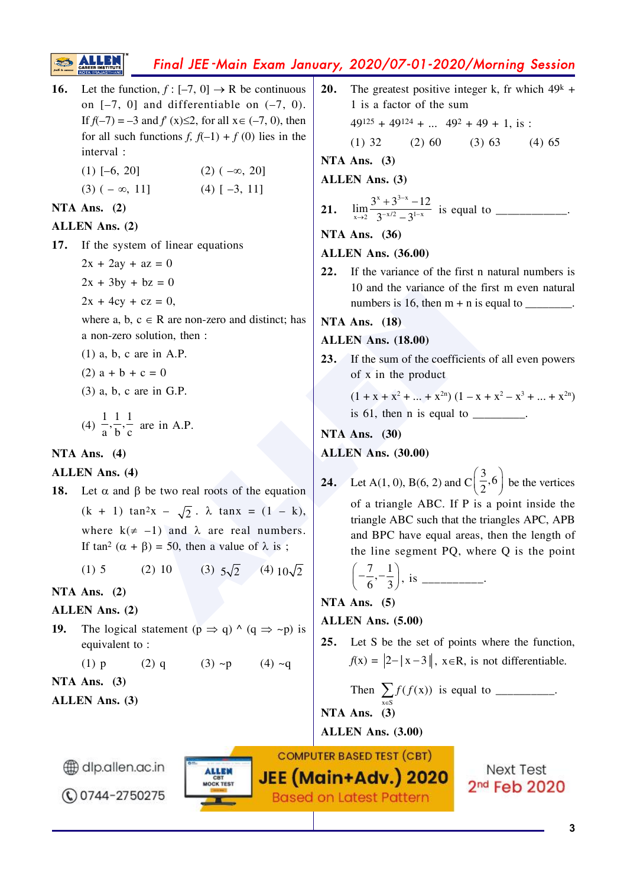**16.** Let the function, $f : [-7, 0] \to \mathbb{R}$ be continuous on $[-7, 0]$ and differentiable on $(-7, 0)$. If $f(-7) = -3$ and $f'(x) \le 2$, for all $x \in (-7, 0)$, then for all such functions $f$, $f(-1) + f(0)$ lies in the interval :

(1) $[-6, 20]$ (2) $(-\infty, 20]$

(3) $(-\infty, 11]$ (4) $[-3, 11]$

**NTA Ans. (2)**

**ALLEN Ans. (2)**

**17.** If the system of linear equations

$2x + 2ay + az = 0$

$2x + 3by + bz = 0$

$2x + 4cy + cz = 0,$

where $a, b, c \in \mathbb{R}$ are non-zero and distinct; has a non-zero solution, then :

(1) a, b, c are in A.P.

(2) $a + b + c = 0$

(3) a, b, c are in G.P.

(4) $\frac{1}{a}, \frac{1}{b}, \frac{1}{c}$ are in A.P.

**NTA Ans. (4)**

**ALLEN Ans. (4)**

**18.** Let $\alpha$ and $\beta$ be two real roots of the equation $(k + 1)\tan^2 x - \sqrt{2} \cdot \lambda \tan x = (1 - k)$, where $k(\neq -1)$ and $\lambda$ are real numbers. If $\tan^2(\alpha + \beta) = 50$, then a value of $\lambda$ is ;

(1) 5 (2) 10 (3) $5\sqrt{2}$ (4) $10\sqrt{2}$

**NTA Ans. (2)**

**ALLEN Ans. (2)**

**19.** The logical statement $(p \Rightarrow q) \wedge (q \Rightarrow \sim p)$ is equivalent to :

(1) p (2) q (3) ~p (4) ~q

**NTA Ans. (3)**

**ALLEN Ans. (3)**

**20.** The greatest positive integer k, fr which $49^k + 1$ is a factor of the sum

$49^{125} + 49^{124} + \dots\ 49^2 + 49 + 1$, is :

(1) 32 (2) 60 (3) 63 (4) 65

**NTA Ans. (3)**

**ALLEN Ans. (3)**

**21.** $\lim\limits_{x \to 2} \dfrac{3^x + 3^{3-x} - 12}{3^{-x/2} - 3^{1-x}}$ is equal to \_\_\_\_\_\_\_\_\_\_\_\_.

**NTA Ans. (36)**

**ALLEN Ans. (36.00)**

**22.** If the variance of the first n natural numbers is 10 and the variance of the first m even natural numbers is 16, then m + n is equal to \_\_\_\_\_\_\_\_.

**NTA Ans. (18)**

**ALLEN Ans. (18.00)**

**23.** If the sum of the coefficients of all even powers of x in the product

$(1 + x + x^2 + \dots + x^{2n})(1 - x + x^2 - x^3 + \dots + x^{2n})$

is 61, then n is equal to \_\_\_\_\_\_\_\_\_.

**NTA Ans. (30)**

**ALLEN Ans. (30.00)**

**24.** Let $A(1, 0)$, $B(6, 2)$ and $C\left(\frac{3}{2}, 6\right)$ be the vertices of a triangle ABC. If P is a point inside the triangle ABC such that the triangles APC, APB and BPC have equal areas, then the length of the line segment PQ, where Q is the point $\left(-\frac{7}{6}, -\frac{1}{3}\right)$, is \_\_\_\_\_\_\_\_\_\_.

**NTA Ans. (5)**

**ALLEN Ans. (5.00)**

**25.** Let S be the set of points where the function, $f(x) = \left|2 - |x - 3|\right|$, $x \in \mathbb{R}$, is not differentiable.

Then $\sum\limits_{x \in S} f(f(x))$ is equal to \_\_\_\_\_\_\_\_\_\_.

**NTA Ans. (3)**

**ALLEN Ans. (3.00)**